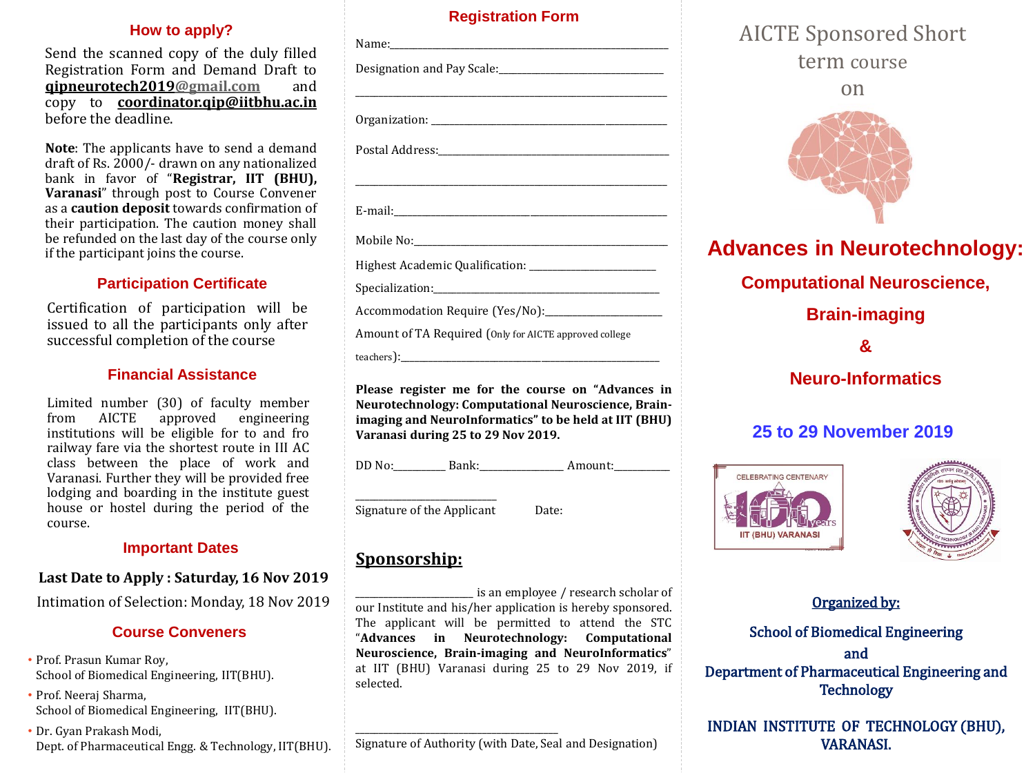## How to apply?

Send the scanned copy of the duly filled Registration Form and Demand Draft to **qipneurotech2019@gmail.com** and copy to **coordinator.qip@iitbhu.ac.in** before the deadline.

**Note**: The applicants have to send a demand draft of Rs. 2000/- drawn on any nationalized bank in favor of "**Registrar, IIT (BHU), Varanasi**" through post to Course Convener as a **caution deposit** towards confirmation of their participation. The caution money shall be refunded on the last day of the course only if the participant joins the course.

## Participation Certificate

Certification of participation will be issued to all the participants only after successful completion of the course

## Financial Assistance

Limited number (30) of faculty member from AICTE approved engineering institutions will be eligible for to and fro railway fare via the shortest route in III AC class between the place of work and Varanasi. Further they will be provided free lodging and boarding in the institute guest house or hostel during the period of the course.

## Important Dates

**Last Date to Apply : Saturday, 16 Nov 2019**

Intimation of Selection: Monday, 18 Nov 2019

## Course Conveners

- Prof. Prasun Kumar Roy, School of Biomedical Engineering, IIT(BHU).
- Prof. Neeraj Sharma, School of Biomedical Engineering, IIT(BHU).
- Dr. Gyan Prakash Modi, Dept. of Pharmaceutical Engg. & Technology, IIT(BHU).

## Registration Form

Name:______________________________________

Designation and Pay Scale:______________________

______________________________________________

Organization: ________________________________

Postal Address:_______________________________

______________________________________________

E-mail:_______________________________________

Mobile No:____________________________________

Highest Academic Qualification: _________________

Specialization:________________________________

Accommodation Require (Yes/No):_______________

Amount of TA Required (Only for AICTE approved college teachers):_________________________________

**Please register me for the course on "Advances in Neurotechnology: Computational Neuroscience, Brain-imaging and NeuroInformatics" to be held at IIT (BHU) Varanasi during 25 to 29 Nov 2019.**

DD No:_________ Bank:_______________ Amount:__________

_________________________

Signature of the Applicant          Date:

## Sponsorship:

______________________ is an employee / research scholar of our Institute and his/her application is hereby sponsored. The applicant will be permitted to attend the STC "**Advances in Neurotechnology: Computational Neuroscience, Brain-imaging and NeuroInformatics**" at IIT (BHU) Varanasi during 25 to 29 Nov 2019, if selected.

____________________________________

Signature of Authority (with Date, Seal and Designation)

# AICTE Sponsored Short term course on

# Advances in Neurotechnology:

## Computational Neuroscience, Brain-imaging & Neuro-Informatics

### 25 to 29 November 2019

CELEBRATING CENTENARY

100 Years

IIT (BHU) VARANASI

**Organized by:**

School of Biomedical Engineering
and
Department of Pharmaceutical Engineering and Technology

INDIAN INSTITUTE OF TECHNOLOGY (BHU), VARANASI.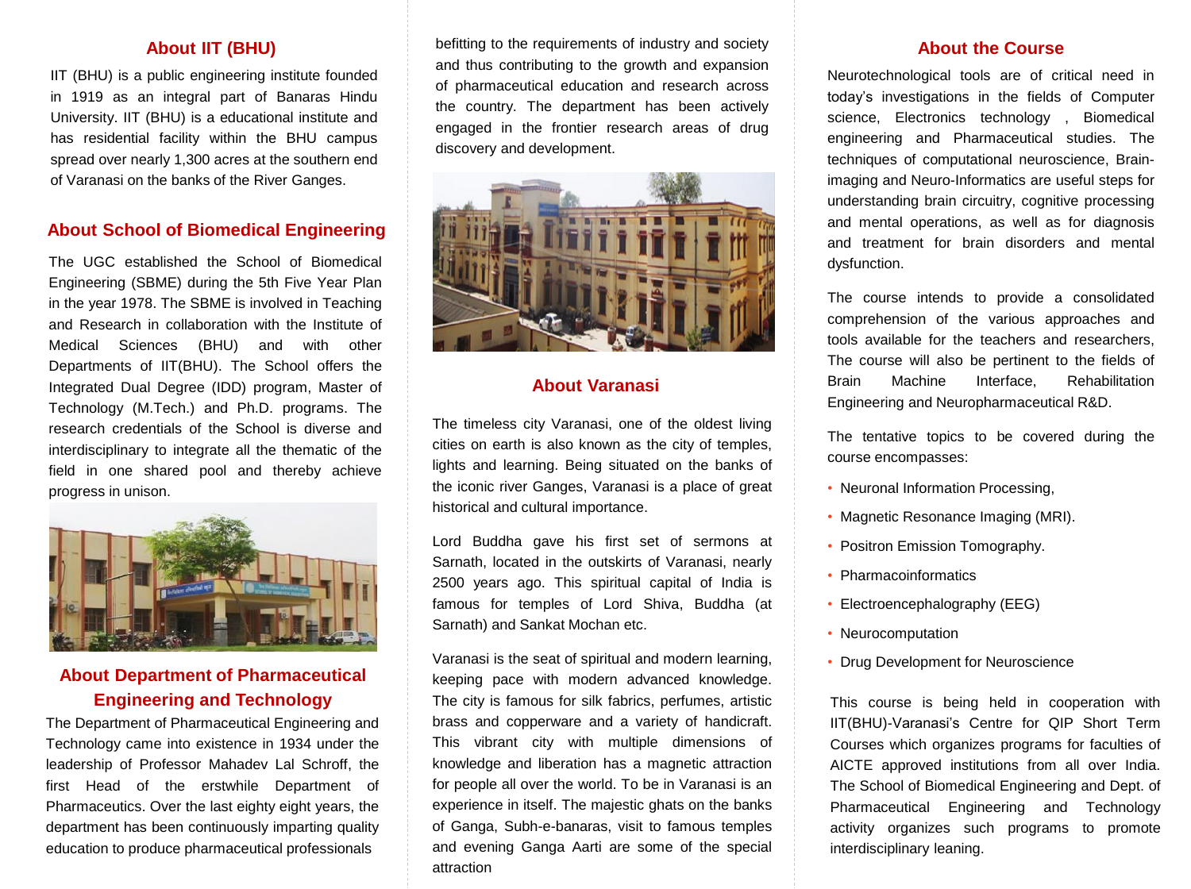## About IIT (BHU)

IIT (BHU) is a public engineering institute founded in 1919 as an integral part of Banaras Hindu University. IIT (BHU) is a educational institute and has residential facility within the BHU campus spread over nearly 1,300 acres at the southern end of Varanasi on the banks of the River Ganges.

## About School of Biomedical Engineering

The UGC established the School of Biomedical Engineering (SBME) during the 5th Five Year Plan in the year 1978. The SBME is involved in Teaching and Research in collaboration with the Institute of Medical Sciences (BHU) and with other Departments of IIT(BHU). The School offers the Integrated Dual Degree (IDD) program, Master of Technology (M.Tech.) and Ph.D. programs. The research credentials of the School is diverse and interdisciplinary to integrate all the thematic of the field in one shared pool and thereby achieve progress in unison.

## About Department of Pharmaceutical Engineering and Technology

The Department of Pharmaceutical Engineering and Technology came into existence in 1934 under the leadership of Professor Mahadev Lal Schroff, the first Head of the erstwhile Department of Pharmaceutics. Over the last eighty eight years, the department has been continuously imparting quality education to produce pharmaceutical professionals befitting to the requirements of industry and society and thus contributing to the growth and expansion of pharmaceutical education and research across the country. The department has been actively engaged in the frontier research areas of drug discovery and development.

## About Varanasi

The timeless city Varanasi, one of the oldest living cities on earth is also known as the city of temples, lights and learning. Being situated on the banks of the iconic river Ganges, Varanasi is a place of great historical and cultural importance.

Lord Buddha gave his first set of sermons at Sarnath, located in the outskirts of Varanasi, nearly 2500 years ago. This spiritual capital of India is famous for temples of Lord Shiva, Buddha (at Sarnath) and Sankat Mochan etc.

Varanasi is the seat of spiritual and modern learning, keeping pace with modern advanced knowledge. The city is famous for silk fabrics, perfumes, artistic brass and copperware and a variety of handicraft. This vibrant city with multiple dimensions of knowledge and liberation has a magnetic attraction for people all over the world. To be in Varanasi is an experience in itself. The majestic ghats on the banks of Ganga, Subh-e-banaras, visit to famous temples and evening Ganga Aarti are some of the special attraction

## About the Course

Neurotechnological tools are of critical need in today's investigations in the fields of Computer science, Electronics technology , Biomedical engineering and Pharmaceutical studies. The techniques of computational neuroscience, Brain-imaging and Neuro-Informatics are useful steps for understanding brain circuitry, cognitive processing and mental operations, as well as for diagnosis and treatment for brain disorders and mental dysfunction.

The course intends to provide a consolidated comprehension of the various approaches and tools available for the teachers and researchers, The course will also be pertinent to the fields of Brain Machine Interface, Rehabilitation Engineering and Neuropharmaceutical R&D.

The tentative topics to be covered during the course encompasses:

- Neuronal Information Processing,
- Magnetic Resonance Imaging (MRI).
- Positron Emission Tomography.
- Pharmacoinformatics
- Electroencephalography (EEG)
- Neurocomputation
- Drug Development for Neuroscience

This course is being held in cooperation with IIT(BHU)-Varanasi's Centre for QIP Short Term Courses which organizes programs for faculties of AICTE approved institutions from all over India. The School of Biomedical Engineering and Dept. of Pharmaceutical Engineering and Technology activity organizes such programs to promote interdisciplinary leaning.